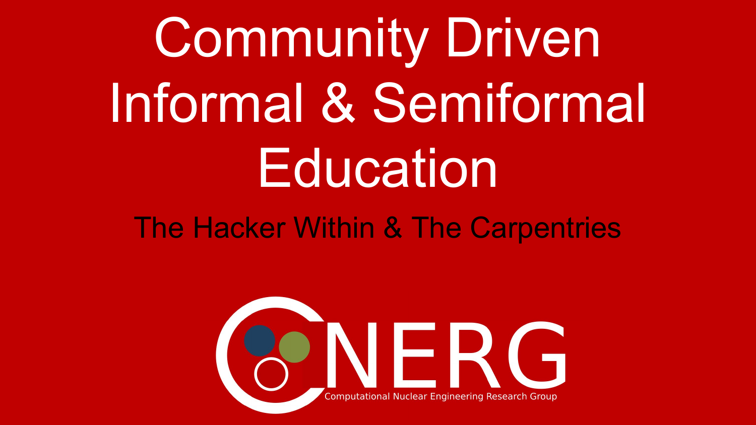# Community Driven Informal & Semiformal Education

## The Hacker Within & The Carpentries

CNERG

Computational Nuclear Engineering Research Group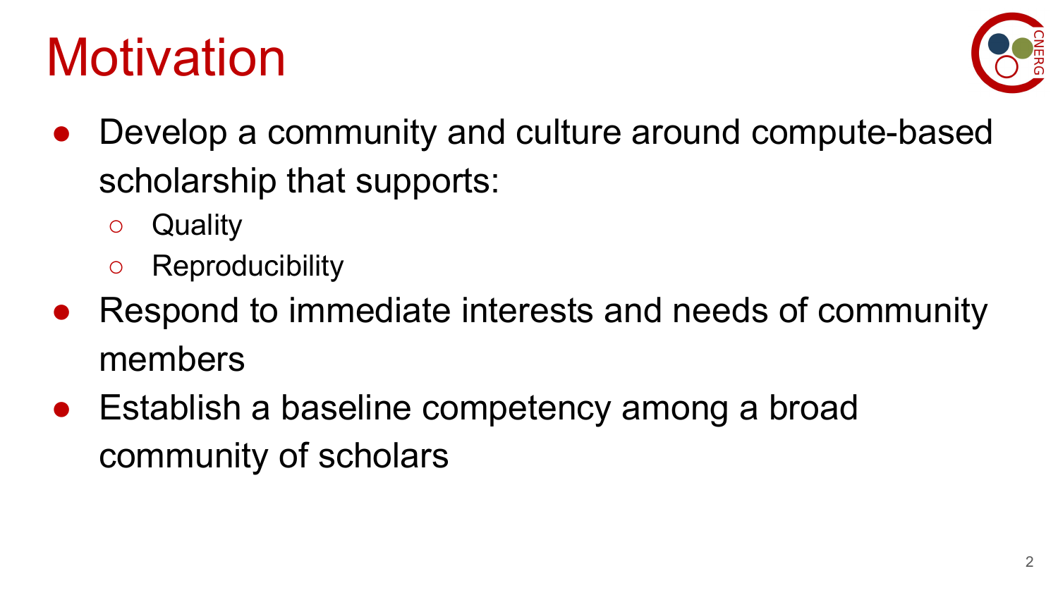# Motivation

- Develop a community and culture around compute-based scholarship that supports:
  - Quality
  - Reproducibility
- Respond to immediate interests and needs of community members
- Establish a baseline competency among a broad community of scholars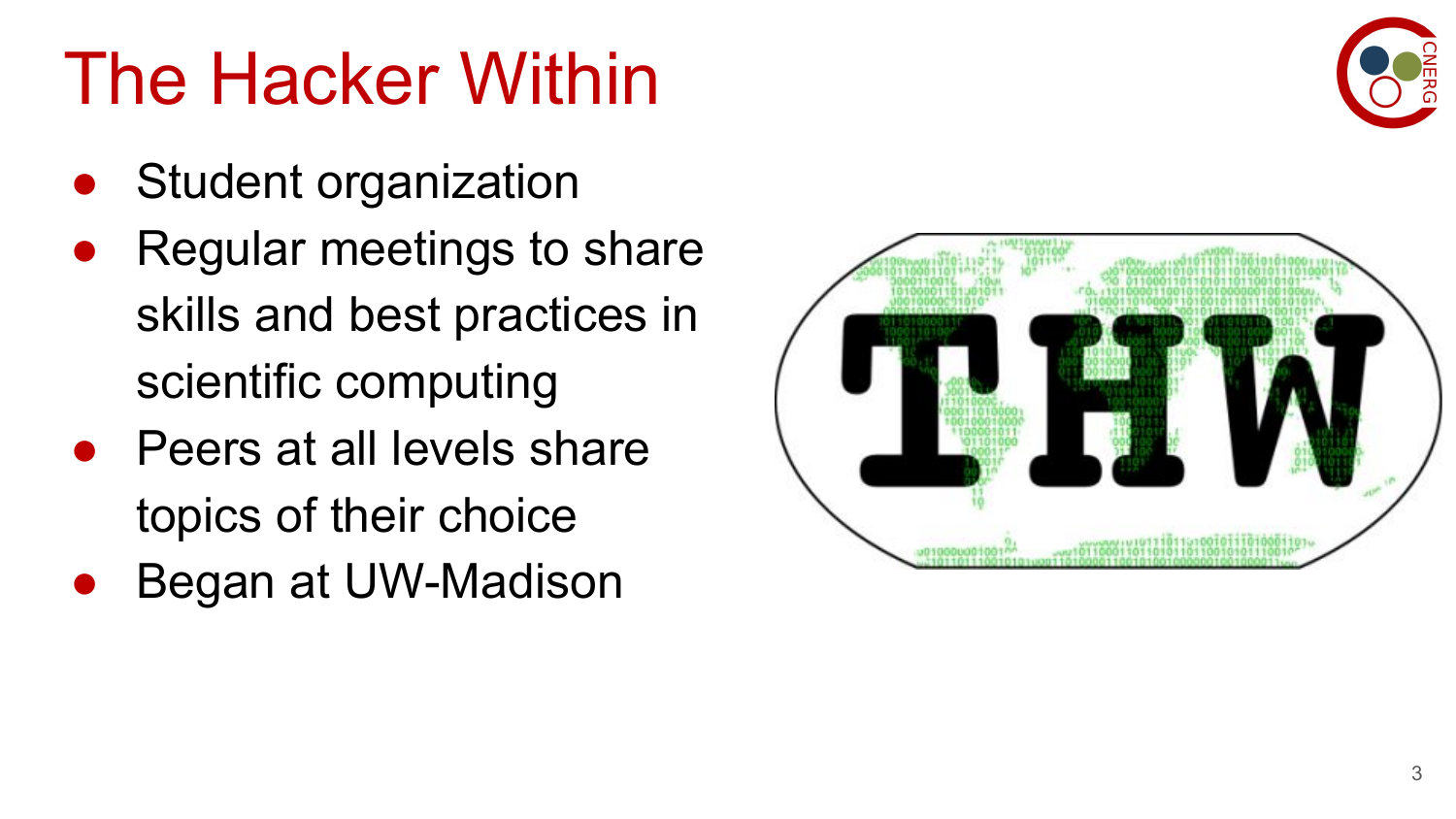# The Hacker Within

- Student organization
- Regular meetings to share skills and best practices in scientific computing
- Peers at all levels share topics of their choice
- Began at UW-Madison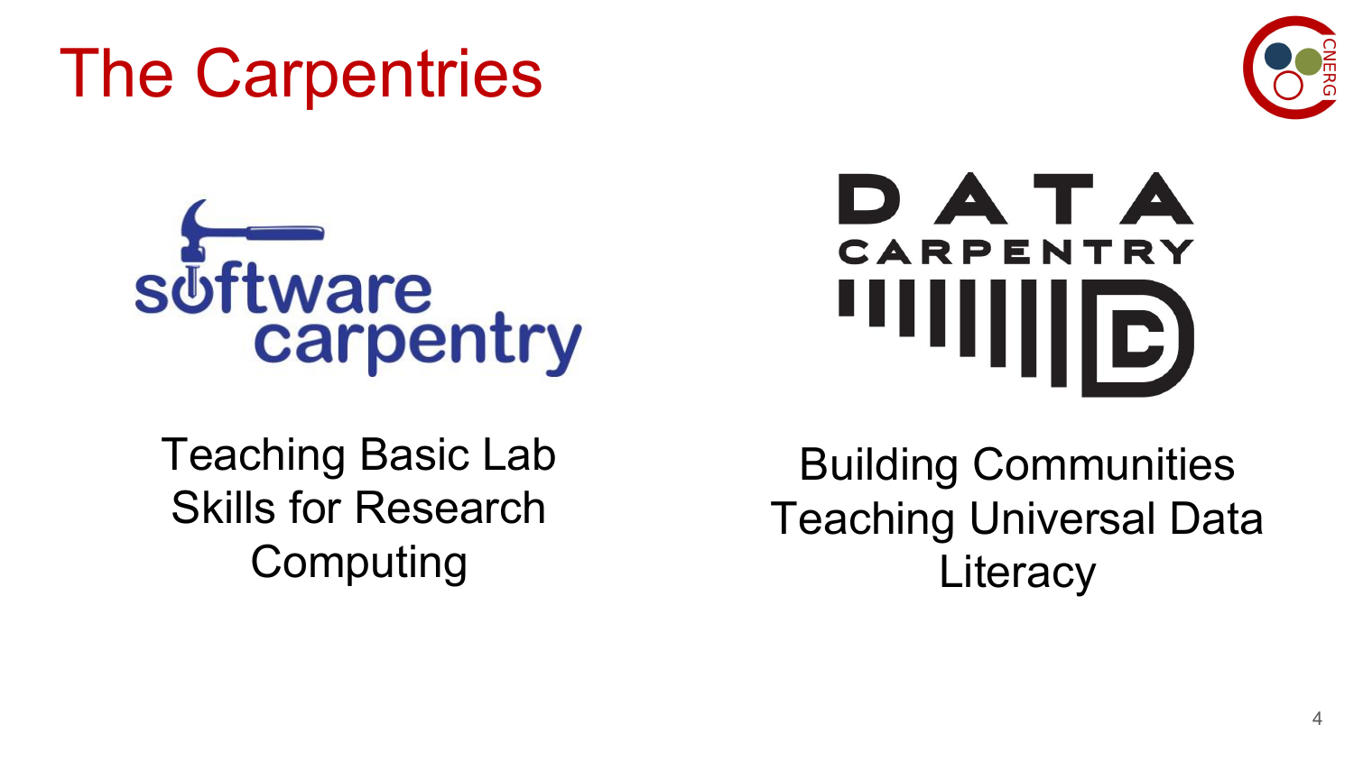# The Carpentries

software carpentry

Teaching Basic Lab Skills for Research Computing

DATA CARPENTRY

Building Communities Teaching Universal Data Literacy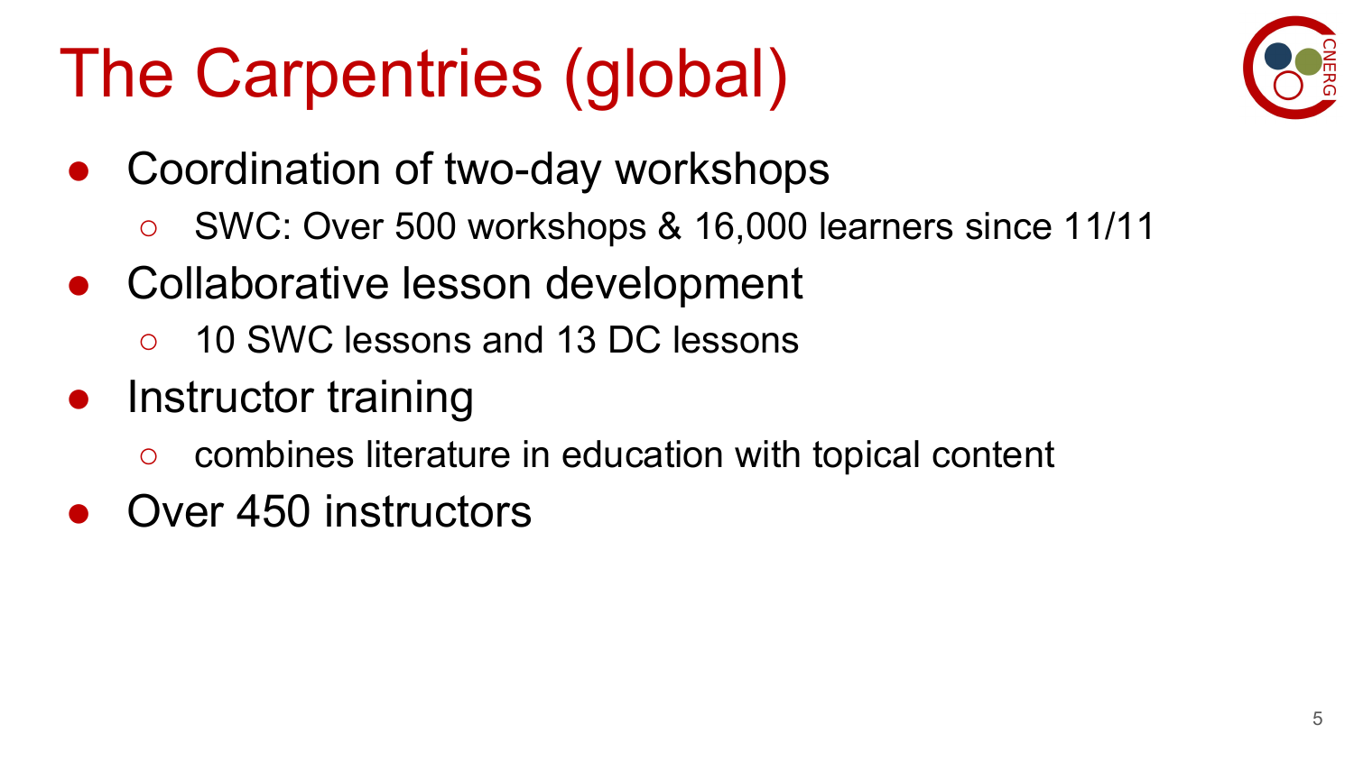# The Carpentries (global)

- Coordination of two-day workshops
  - SWC: Over 500 workshops & 16,000 learners since 11/11
- Collaborative lesson development
  - 10 SWC lessons and 13 DC lessons
- Instructor training
  - combines literature in education with topical content
- Over 450 instructors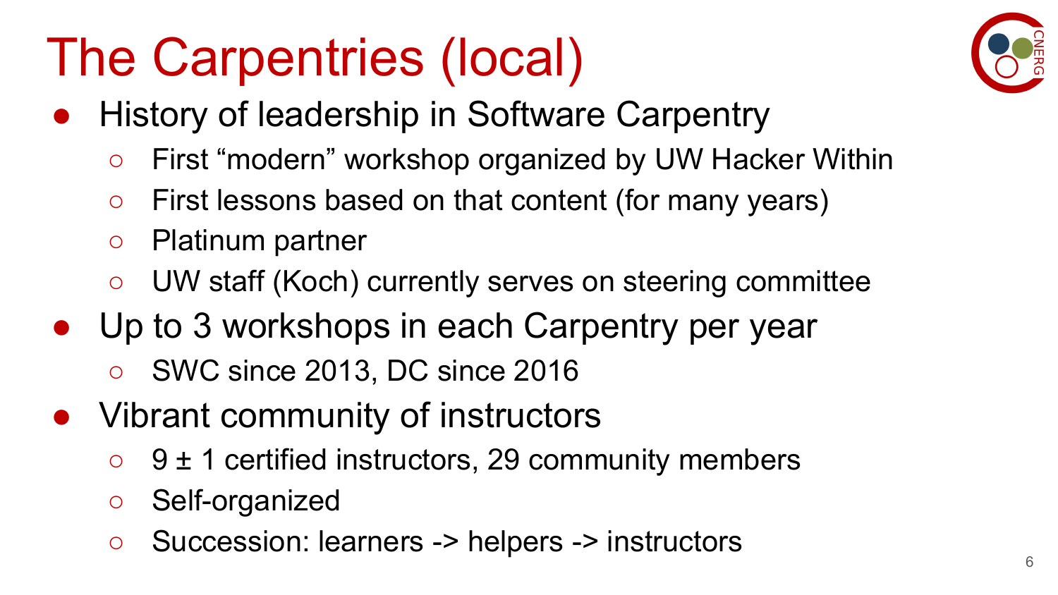# The Carpentries (local)

- History of leadership in Software Carpentry
  - First "modern" workshop organized by UW Hacker Within
  - First lessons based on that content (for many years)
  - Platinum partner
  - UW staff (Koch) currently serves on steering committee
- Up to 3 workshops in each Carpentry per year
  - SWC since 2013, DC since 2016
- Vibrant community of instructors
  - 9 ± 1 certified instructors, 29 community members
  - Self-organized
  - Succession: learners -> helpers -> instructors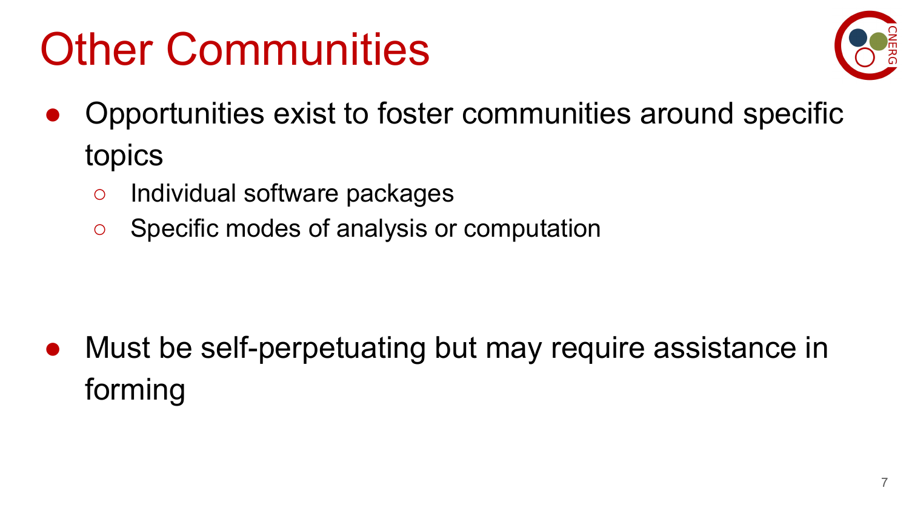# Other Communities

- Opportunities exist to foster communities around specific topics
  - Individual software packages
  - Specific modes of analysis or computation

- Must be self-perpetuating but may require assistance in forming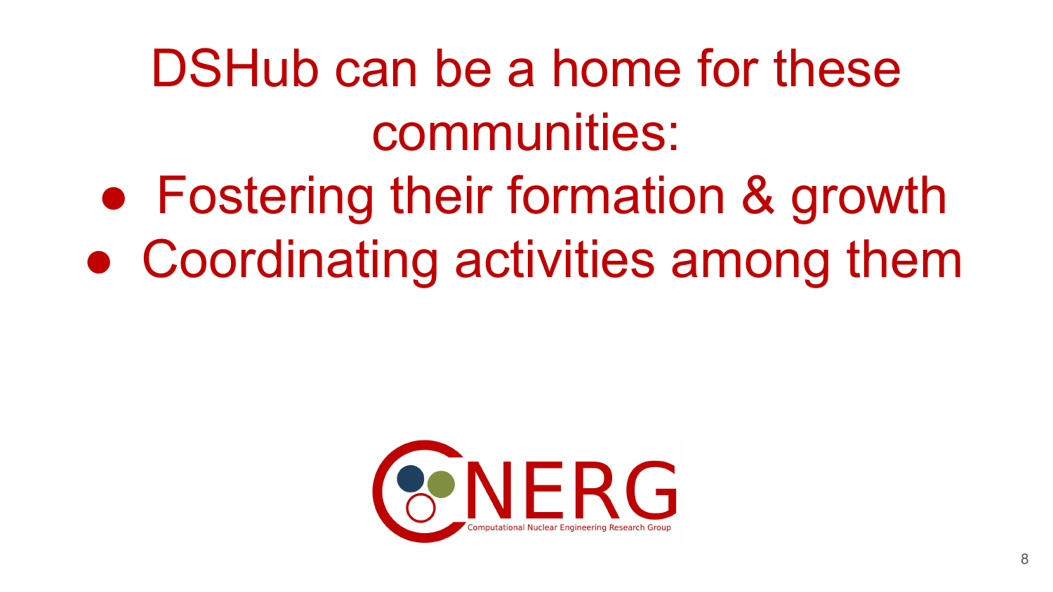# DSHub can be a home for these communities:

- Fostering their formation & growth
- Coordinating activities among them

CNERG

Computational Nuclear Engineering Research Group